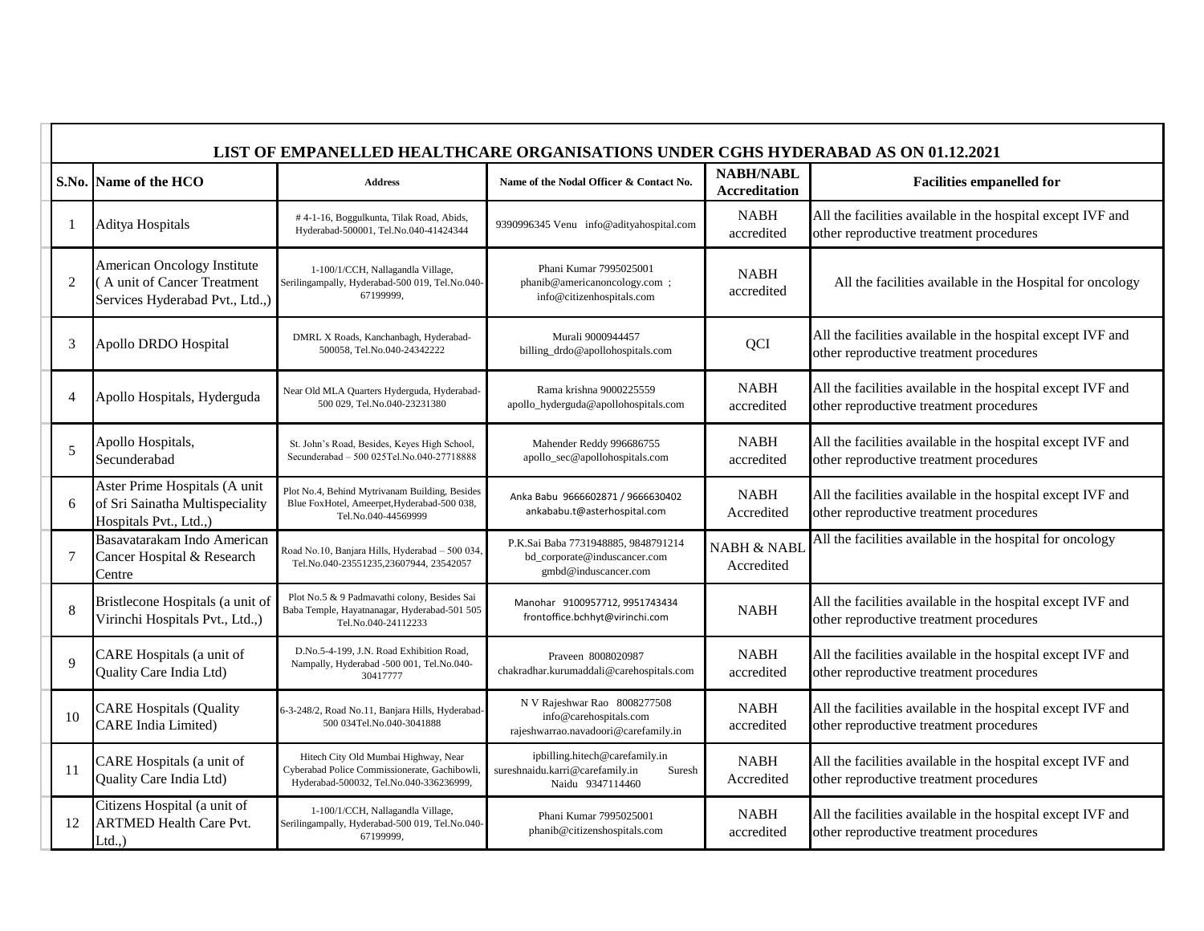# LIST OF EMPANELLED HEALTHCARE ORGANISATIONS UNDER CGHS HYDERABAD AS ON 01.12.2021

| S.No. | Name of the HCO | Address | Name of the Nodal Officer & Contact No. | NABH/NABL Accreditation | Facilities empanelled for |
|---|---|---|---|---|---|
| 1 | Aditya Hospitals | # 4-1-16, Boggulkunta, Tilak Road, Abids, Hyderabad-500001, Tel.No.040-41424344 | 9390996345 Venu info@adityahospital.com | NABH accredited | All the facilities available in the hospital except IVF and other reproductive treatment procedures |
| 2 | American Oncology Institute ( A unit of Cancer Treatment Services Hyderabad Pvt., Ltd.,) | 1-100/1/CCH, Nallagandla Village, Serilingampally, Hyderabad-500 019, Tel.No.040-67199999, | Phani Kumar 7995025001 phanib@americanoncology.com ; info@citizenhospitals.com | NABH accredited | All the facilities available in the Hospital for oncology |
| 3 | Apollo DRDO Hospital | DMRL X Roads, Kanchanbagh, Hyderabad-500058, Tel.No.040-24342222 | Murali 9000944457 billing_drdo@apollohospitals.com | QCI | All the facilities available in the hospital except IVF and other reproductive treatment procedures |
| 4 | Apollo Hospitals, Hyderguda | Near Old MLA Quarters Hyderguda, Hyderabad-500 029, Tel.No.040-23231380 | Rama krishna 9000225559 apollo_hyderguda@apollohospitals.com | NABH accredited | All the facilities available in the hospital except IVF and other reproductive treatment procedures |
| 5 | Apollo Hospitals, Secunderabad | St. John's Road, Besides, Keyes High School, Secunderabad – 500 025Tel.No.040-27718888 | Mahender Reddy 996686755 apollo_sec@apollohospitals.com | NABH accredited | All the facilities available in the hospital except IVF and other reproductive treatment procedures |
| 6 | Aster Prime Hospitals (A unit of Sri Sainatha Multispeciality Hospitals Pvt., Ltd.,) | Plot No.4, Behind Mytrivanam Building, Besides Blue FoxHotel, Ameerpet,Hyderabad-500 038, Tel.No.040-44569999 | Anka Babu 9666602871 / 9666630402 ankababu.t@asterhospital.com | NABH Accredited | All the facilities available in the hospital except IVF and other reproductive treatment procedures |
| 7 | Basavatarakam Indo American Cancer Hospital & Research Centre | Road No.10, Banjara Hills, Hyderabad – 500 034, Tel.No.040-23551235,23607944, 23542057 | P.K.Sai Baba 7731948885, 9848791214 bd_corporate@induscancer.com gmbd@induscancer.com | NABH & NABL Accredited | All the facilities available in the hospital for oncology |
| 8 | Bristlecone Hospitals (a unit of Virinchi Hospitals Pvt., Ltd.,) | Plot No.5 & 9 Padmavathi colony, Besides Sai Baba Temple, Hayatnanagar, Hyderabad-501 505 Tel.No.040-24112233 | Manohar 9100957712, 9951743434 frontoffice.bchhyt@virinchi.com | NABH | All the facilities available in the hospital except IVF and other reproductive treatment procedures |
| 9 | CARE Hospitals (a unit of Quality Care India Ltd) | D.No.5-4-199, J.N. Road Exhibition Road, Nampally, Hyderabad -500 001, Tel.No.040-30417777 | Praveen 8008020987 chakradhar.kurumaddali@carehospitals.com | NABH accredited | All the facilities available in the hospital except IVF and other reproductive treatment procedures |
| 10 | CARE Hospitals (Quality CARE India Limited) | 6-3-248/2, Road No.11, Banjara Hills, Hyderabad-500 034Tel.No.040-3041888 | N V Rajeshwar Rao 8008277508 info@carehospitals.com rajeshwarrao.navadoori@carefamily.in | NABH accredited | All the facilities available in the hospital except IVF and other reproductive treatment procedures |
| 11 | CARE Hospitals (a unit of Quality Care India Ltd) | Hitech City Old Mumbai Highway, Near Cyberabad Police Commissionerate, Gachibowli, Hyderabad-500032, Tel.No.040-336236999, | ipbilling.hitech@carefamily.in sureshnaidu.karri@carefamily.in Suresh Naidu 9347114460 | NABH Accredited | All the facilities available in the hospital except IVF and other reproductive treatment procedures |
| 12 | Citizens Hospital (a unit of ARTMED Health Care Pvt. Ltd.,) | 1-100/1/CCH, Nallagandla Village, Serilingampally, Hyderabad-500 019, Tel.No.040-67199999, | Phani Kumar 7995025001 phanib@citizenshospitals.com | NABH accredited | All the facilities available in the hospital except IVF and other reproductive treatment procedures |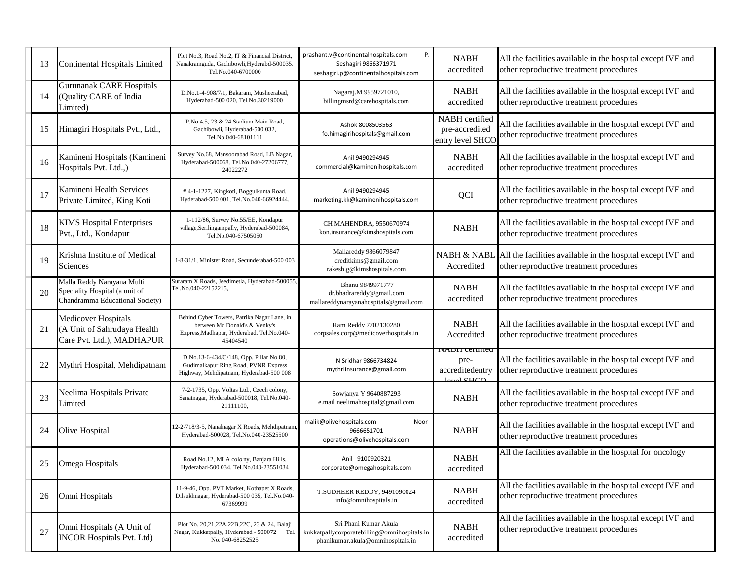| 13 | Continental Hospitals Limited | Plot No.3, Road No.2, IT & Financial District, Nanakramguda, Gachibowli,Hyderabd-500035. Tel.No.040-6700000 | prashant.v@continentalhospitals.com P. Seshagiri 9866371971 seshagiri.p@continentalhospitals.com | NABH accredited | All the facilities available in the hospital except IVF and other reproductive treatment procedures |
|---|---|---|---|---|---|
| 14 | Gurunanak CARE Hospitals (Quality CARE of India Limited) | D.No.1-4-908/7/1, Bakaram, Musheerabad, Hyderabad-500 020, Tel.No.30219000 | Nagaraj.M 9959721010, billingmsrd@carehospitals.com | NABH accredited | All the facilities available in the hospital except IVF and other reproductive treatment procedures |
| 15 | Himagiri Hospitals Pvt., Ltd., | P.No.4,5, 23 & 24 Stadium Main Road, Gachibowli, Hyderabad-500 032, Tel.No.040-68101111 | Ashok 8008503563 fo.himagirihospitals@gmail.com | NABH certified pre-accredited entry level SHCO | All the facilities available in the hospital except IVF and other reproductive treatment procedures |
| 16 | Kamineni Hospitals (Kamineni Hospitals Pvt. Ltd.,) | Survey No.68, Mansoorabad Road, LB Nagar, Hyderabad-500068, Tel.No.040-27206777, 24022272 | Anil 9490294945 commercial@kaminenihospitals.com | NABH accredited | All the facilities available in the hospital except IVF and other reproductive treatment procedures |
| 17 | Kamineni Health Services Private Limited, King Koti | # 4-1-1227, Kingkoti, Boggulkunta Road, Hyderabad-500 001, Tel.No.040-66924444, | Anil 9490294945 marketing.kk@kaminenihospitals.com | QCI | All the facilities available in the hospital except IVF and other reproductive treatment procedures |
| 18 | KIMS Hospital Enterprises Pvt., Ltd., Kondapur | 1-112/86, Survey No.55/EE, Kondapur village,Serilingampally, Hyderabad-500084, Tel.No.040-67505050 | CH MAHENDRA, 9550670974 kon.insurance@kimshospitals.com | NABH | All the facilities available in the hospital except IVF and other reproductive treatment procedures |
| 19 | Krishna Institute of Medical Sciences | 1-8-31/1, Minister Road, Secunderabad-500 003 | Mallareddy 9866079847 creditkims@gmail.com rakesh.g@kimshospitals.com | NABH & NABL Accredited | All the facilities available in the hospital except IVF and other reproductive treatment procedures |
| 20 | Malla Reddy Narayana Multi Speciality Hospital (a unit of Chandramma Educational Society) | Suraram X Roads, Jeedimetla, Hyderabad-500055, Tel.No.040-22152215, | Bhanu 9849971777 dr.bhadrareddy@gmail.com mallareddynarayanahospitals@gmail.com | NABH accredited | All the facilities available in the hospital except IVF and other reproductive treatment procedures |
| 21 | Medicover Hospitals (A Unit of Sahrudaya Health Care Pvt. Ltd.), MADHAPUR | Behind Cyber Towers, Patrika Nagar Lane, in between Mc Donald's & Venky's Express,Madhapur, Hyderabad. Tel.No.040-45404540 | Ram Reddy 7702130280 corpsales.corp@medicoverhospitals.in | NABH Accredited | All the facilities available in the hospital except IVF and other reproductive treatment procedures |
| 22 | Mythri Hospital, Mehdipatnam | D.No.13-6-434/C/148, Opp. Pillar No.80, Gudimalkapur Ring Road, PVNR Express Highway, Mehdipatnam, Hyderabad-500 008 | N Sridhar 9866734824 mythriinsurance@gmail.com | NABH certified pre-accreditedentry level SHCO | All the facilities available in the hospital except IVF and other reproductive treatment procedures |
| 23 | Neelima Hospitals Private Limited | 7-2-1735, Opp. Voltas Ltd., Czech colony, Sanatnagar, Hyderabad-500018, Tel.No.040-21111100, | Sowjanya Y 9640887293 e.mail neelimahospital@gmail.com | NABH | All the facilities available in the hospital except IVF and other reproductive treatment procedures |
| 24 | Olive Hospital | 12-2-718/3-5, Nanalnagar X Roads, Mehdipatnam, Hyderabad-500028, Tel.No.040-23525500 | malik@olivehospitals.com Noor 9666651701 operations@olivehospitals.com | NABH | All the facilities available in the hospital except IVF and other reproductive treatment procedures |
| 25 | Omega Hospitals | Road No.12, MLA colony, Banjara Hills, Hyderabad-500 034. Tel.No.040-23551034 | Anil 9100920321 corporate@omegahospitals.com | NABH accredited | All the facilities available in the hospital for oncology |
| 26 | Omni Hospitals | 11-9-46, Opp. PVT Market, Kothapet X Roads, Dilsukhnagar, Hyderabad-500 035, Tel.No.040-67369999 | T.SUDHEER REDDY, 9491090024 info@omnihospitals.in | NABH accredited | All the facilities available in the hospital except IVF and other reproductive treatment procedures |
| 27 | Omni Hospitals (A Unit of INCOR Hospitals Pvt. Ltd) | Plot No. 20,21,22A,22B,22C, 23 & 24, Balaji Nagar, Kukkatpally, Hyderabad - 500072 Tel. No. 040-68252525 | Sri Phani Kumar Akula kukkatpallycorporatebilling@omnihospitals.in phanikumar.akula@omnihospitals.in | NABH accredited | All the facilities available in the hospital except IVF and other reproductive treatment procedures |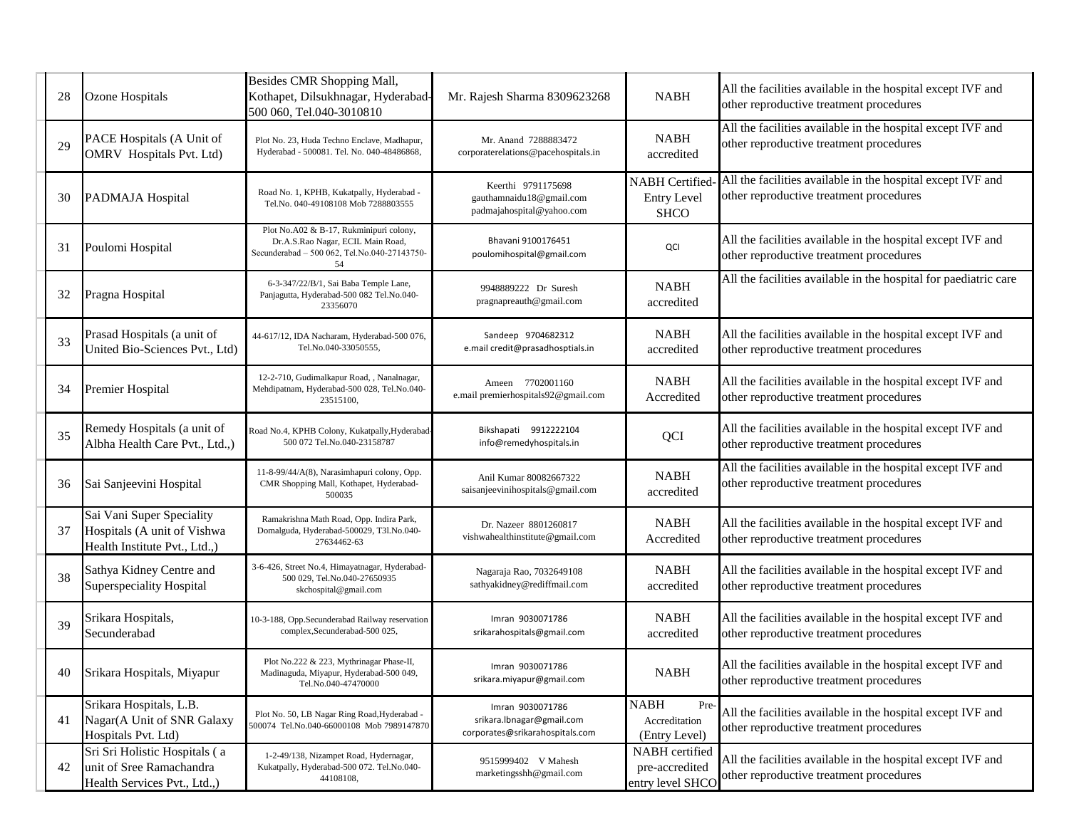| 28 | Ozone Hospitals | Besides CMR Shopping Mall, Kothapet, Dilsukhnagar, Hyderabad-500 060, Tel.040-3010810 | Mr. Rajesh Sharma 8309623268 | NABH | All the facilities available in the hospital except IVF and other reproductive treatment procedures |
|---|---|---|---|---|---|
| 29 | PACE Hospitals (A Unit of OMRV Hospitals Pvt. Ltd) | Plot No. 23, Huda Techno Enclave, Madhapur, Hyderabad - 500081. Tel. No. 040-48486868, | Mr. Anand 7288883472 corporaterelations@pacehospitals.in | NABH accredited | All the facilities available in the hospital except IVF and other reproductive treatment procedures |
| 30 | PADMAJA Hospital | Road No. 1, KPHB, Kukatpally, Hyderabad - Tel.No. 040-49108108 Mob 7288803555 | Keerthi 9791175698 gauthamnaidu18@gmail.com padmajahospital@yahoo.com | NABH Certified-Entry Level SHCO | All the facilities available in the hospital except IVF and other reproductive treatment procedures |
| 31 | Poulomi Hospital | Plot No.A02 & B-17, Rukminipuri colony, Dr.A.S.Rao Nagar, ECIL Main Road, Secunderabad – 500 062, Tel.No.040-27143750-54 | Bhavani 9100176451 poulomihospital@gmail.com | QCI | All the facilities available in the hospital except IVF and other reproductive treatment procedures |
| 32 | Pragna Hospital | 6-3-347/22/B/1, Sai Baba Temple Lane, Panjagutta, Hyderabad-500 082 Tel.No.040-23356070 | 9948889222 Dr Suresh pragnapreauth@gmail.com | NABH accredited | All the facilities available in the hospital for paediatric care |
| 33 | Prasad Hospitals (a unit of United Bio-Sciences Pvt., Ltd) | 44-617/12, IDA Nacharam, Hyderabad-500 076, Tel.No.040-33050555, | Sandeep 9704682312 e.mail credit@prasadhosptials.in | NABH accredited | All the facilities available in the hospital except IVF and other reproductive treatment procedures |
| 34 | Premier Hospital | 12-2-710, Gudimalkapur Road, , Nanalnagar, Mehdipatnam, Hyderabad-500 028, Tel.No.040-23515100, | Ameen 7702001160 e.mail premierhospitals92@gmail.com | NABH Accredited | All the facilities available in the hospital except IVF and other reproductive treatment procedures |
| 35 | Remedy Hospitals (a unit of Albha Health Care Pvt., Ltd.,) | Road No.4, KPHB Colony, Kukatpally,Hyderabad-500 072 Tel.No.040-23158787 | Bikshapati 9912222104 info@remedyhospitals.in | QCI | All the facilities available in the hospital except IVF and other reproductive treatment procedures |
| 36 | Sai Sanjeevini Hospital | 11-8-99/44/A(8), Narasimhapuri colony, Opp. CMR Shopping Mall, Kothapet, Hyderabad-500035 | Anil Kumar 80082667322 saisanjeevinihospitals@gmail.com | NABH accredited | All the facilities available in the hospital except IVF and other reproductive treatment procedures |
| 37 | Sai Vani Super Speciality Hospitals (A unit of Vishwa Health Institute Pvt., Ltd.,) | Ramakrishna Math Road, Opp. Indira Park, Domalguda, Hyderabad-500029, T3l.No.040-27634462-63 | Dr. Nazeer 8801260817 vishwahealthinstitute@gmail.com | NABH Accredited | All the facilities available in the hospital except IVF and other reproductive treatment procedures |
| 38 | Sathya Kidney Centre and Superspeciality Hospital | 3-6-426, Street No.4, Himayatnagar, Hyderabad-500 029, Tel.No.040-27650935 skchospital@gmail.com | Nagaraja Rao, 7032649108 sathyakidney@rediffmail.com | NABH accredited | All the facilities available in the hospital except IVF and other reproductive treatment procedures |
| 39 | Srikara Hospitals, Secunderabad | 10-3-188, Opp.Secunderabad Railway reservation complex,Secunderabad-500 025, | Imran 9030071786 srikarahospitals@gmail.com | NABH accredited | All the facilities available in the hospital except IVF and other reproductive treatment procedures |
| 40 | Srikara Hospitals, Miyapur | Plot No.222 & 223, Mythrinagar Phase-II, Madinaguda, Miyapur, Hyderabad-500 049, Tel.No.040-47470000 | Imran 9030071786 srikara.miyapur@gmail.com | NABH | All the facilities available in the hospital except IVF and other reproductive treatment procedures |
| 41 | Srikara Hospitals, L.B. Nagar(A Unit of SNR Galaxy Hospitals Pvt. Ltd) | Plot No. 50, LB Nagar Ring Road,Hyderabad - 500074 Tel.No.040-66000108 Mob 7989147870 | Imran 9030071786 srikara.lbnagar@gmail.com corporates@srikarahospitals.com | NABH Pre-Accreditation (Entry Level) | All the facilities available in the hospital except IVF and other reproductive treatment procedures |
| 42 | Sri Sri Holistic Hospitals ( a unit of Sree Ramachandra Health Services Pvt., Ltd.,) | 1-2-49/138, Nizampet Road, Hydernagar, Kukatpally, Hyderabad-500 072. Tel.No.040-44108108, | 9515999402 V Mahesh marketingsshh@gmail.com | NABH certified pre-accredited entry level SHCO | All the facilities available in the hospital except IVF and other reproductive treatment procedures |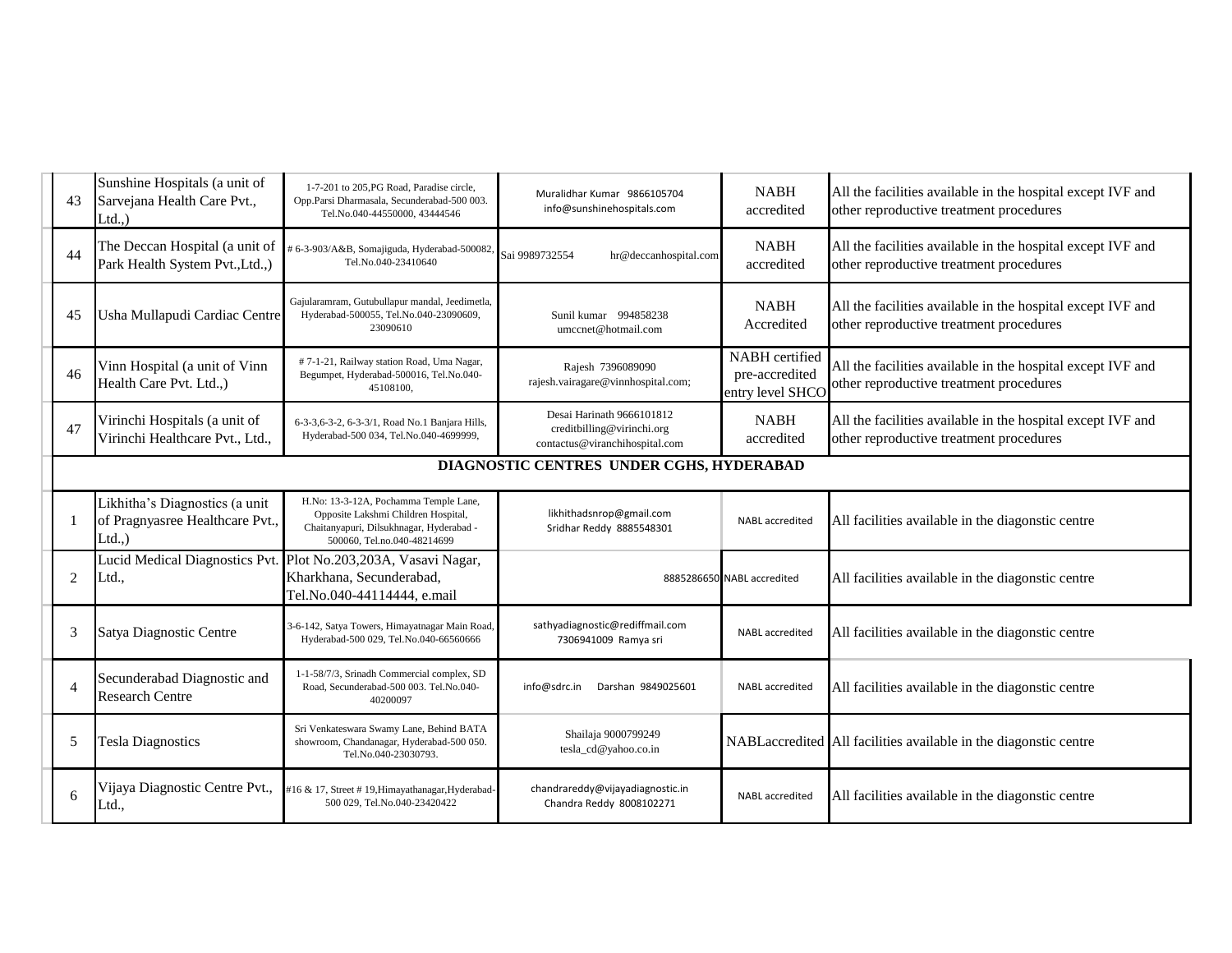| | | | | | |
|---|---|---|---|---|---|
| 43 | Sunshine Hospitals (a unit of Sarvejana Health Care Pvt., Ltd.,) | 1-7-201 to 205,PG Road, Paradise circle, Opp.Parsi Dharmasala, Secunderabad-500 003. Tel.No.040-44550000, 43444546 | Muralidhar Kumar 9866105704 info@sunshinehospitals.com | NABH accredited | All the facilities available in the hospital except IVF and other reproductive treatment procedures |
| 44 | The Deccan Hospital (a unit of Park Health System Pvt.,Ltd.,) | # 6-3-903/A&B, Somajiguda, Hyderabad-500082, Tel.No.040-23410640 | Sai 9989732554 hr@deccanhospital.com | NABH accredited | All the facilities available in the hospital except IVF and other reproductive treatment procedures |
| 45 | Usha Mullapudi Cardiac Centre | Gajularamram, Gutubullapur mandal, Jeedimetla, Hyderabad-500055, Tel.No.040-23090609, 23090610 | Sunil kumar 994858238 umccnet@hotmail.com | NABH Accredited | All the facilities available in the hospital except IVF and other reproductive treatment procedures |
| 46 | Vinn Hospital (a unit of Vinn Health Care Pvt. Ltd.,) | # 7-1-21, Railway station Road, Uma Nagar, Begumpet, Hyderabad-500016, Tel.No.040-45108100, | Rajesh 7396089090 rajesh.vairagare@vinnhospital.com; | NABH certified pre-accredited entry level SHCO | All the facilities available in the hospital except IVF and other reproductive treatment procedures |
| 47 | Virinchi Hospitals (a unit of Virinchi Healthcare Pvt., Ltd., | 6-3-3,6-3-2, 6-3-3/1, Road No.1 Banjara Hills, Hyderabad-500 034, Tel.No.040-4699999, | Desai Harinath 9666101812 creditbilling@virinchi.org contactus@viranchihospital.com | NABH accredited | All the facilities available in the hospital except IVF and other reproductive treatment procedures |
| | **DIAGNOSTIC CENTRES UNDER CGHS, HYDERABAD** | | | | |
| 1 | Likhitha's Diagnostics (a unit of Pragnyasree Healthcare Pvt., Ltd.,) | H.No: 13-3-12A, Pochamma Temple Lane, Opposite Lakshmi Children Hospital, Chaitanyapuri, Dilsukhnagar, Hyderabad - 500060, Tel.no.040-48214699 | likhithadsnrop@gmail.com Sridhar Reddy 8885548301 | NABL accredited | All facilities available in the diagonstic centre |
| 2 | Lucid Medical Diagnostics Pvt. Ltd., | Plot No.203,203A, Vasavi Nagar, Kharkhana, Secunderabad, Tel.No.040-44114444, e.mail | 8885286650 | NABL accredited | All facilities available in the diagonstic centre |
| 3 | Satya Diagnostic Centre | 3-6-142, Satya Towers, Himayatnagar Main Road, Hyderabad-500 029, Tel.No.040-66560666 | sathyadiagnostic@rediffmail.com 7306941009 Ramya sri | NABL accredited | All facilities available in the diagonstic centre |
| 4 | Secunderabad Diagnostic and Research Centre | 1-1-58/7/3, Srinadh Commercial complex, SD Road, Secunderabad-500 003. Tel.No.040-40200097 | info@sdrc.in Darshan 9849025601 | NABL accredited | All facilities available in the diagonstic centre |
| 5 | Tesla Diagnostics | Sri Venkateswara Swamy Lane, Behind BATA showroom, Chandanagar, Hyderabad-500 050. Tel.No.040-23030793. | Shailaja 9000799249 tesla_cd@yahoo.co.in | NABLaccredited | All facilities available in the diagonstic centre |
| 6 | Vijaya Diagnostic Centre Pvt., Ltd., | #16 & 17, Street # 19,Himayathanagar,Hyderabad-500 029, Tel.No.040-23420422 | chandrareddy@vijayadiagnostic.in Chandra Reddy 8008102271 | NABL accredited | All facilities available in the diagonstic centre |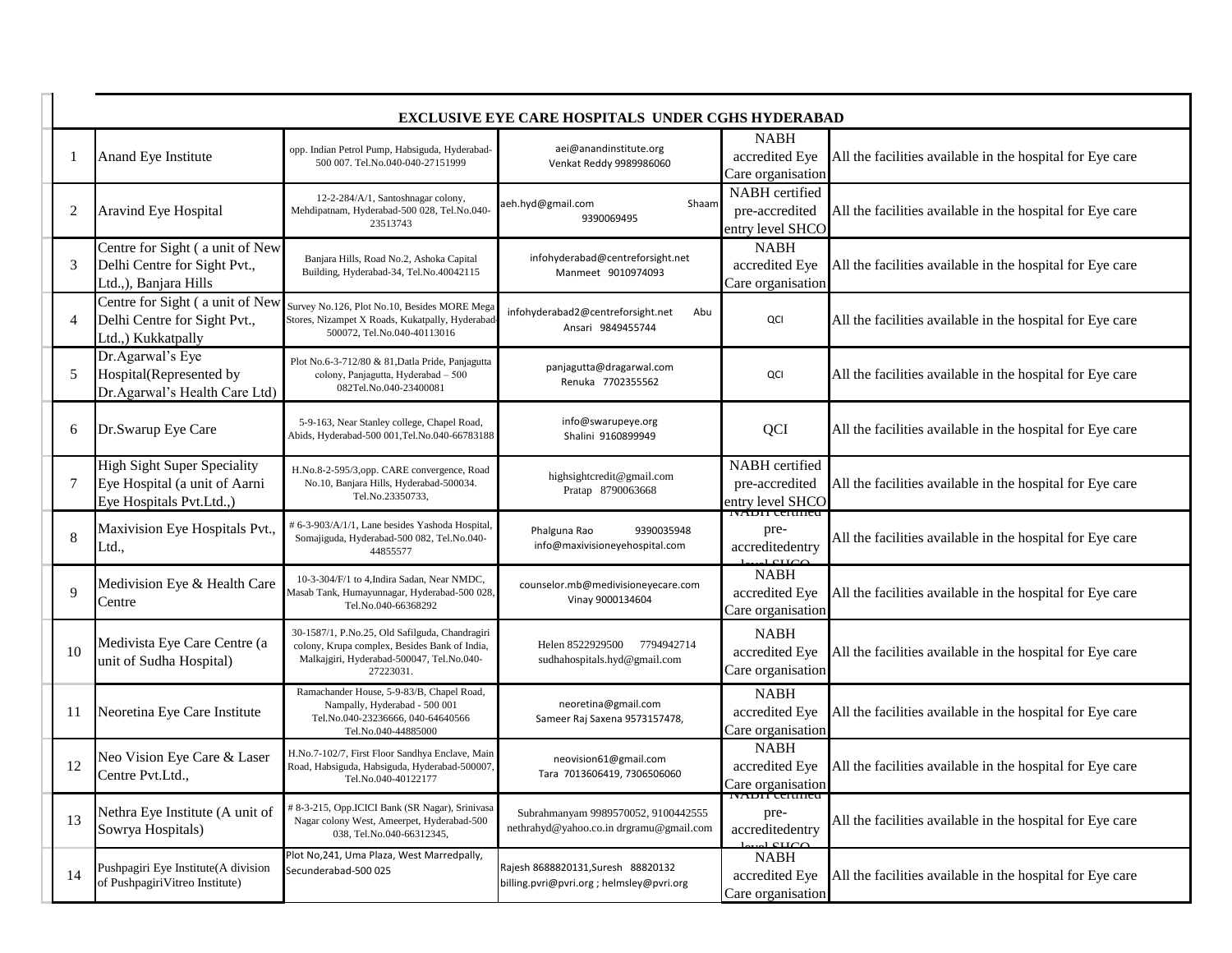| EXCLUSIVE EYE CARE HOSPITALS UNDER CGHS HYDERABAD | | | | | |
|---|---|---|---|---|---|
| 1 | Anand Eye Institute | opp. Indian Petrol Pump, Habsiguda, Hyderabad-500 007. Tel.No.040-040-27151999 | aei@anandinstitute.org Venkat Reddy 9989986060 | NABH accredited Eye Care organisation | All the facilities available in the hospital for Eye care |
| 2 | Aravind Eye Hospital | 12-2-284/A/1, Santoshnagar colony, Mehdipatnam, Hyderabad-500 028, Tel.No.040-23513743 | aeh.hyd@gmail.com Shaam 9390069495 | NABH certified pre-accredited entry level SHCO | All the facilities available in the hospital for Eye care |
| 3 | Centre for Sight ( a unit of New Delhi Centre for Sight Pvt., Ltd.,), Banjara Hills | Banjara Hills, Road No.2, Ashoka Capital Building, Hyderabad-34, Tel.No.40042115 | infohyderabad@centreforsight.net Manmeet 9010974093 | NABH accredited Eye Care organisation | All the facilities available in the hospital for Eye care |
| 4 | Centre for Sight ( a unit of New Delhi Centre for Sight Pvt., Ltd.,) Kukkatpally | Survey No.126, Plot No.10, Besides MORE Mega Stores, Nizampet X Roads, Kukatpally, Hyderabad-500072, Tel.No.040-40113016 | infohyderabad2@centreforsight.net Abu Ansari 9849455744 | QCI | All the facilities available in the hospital for Eye care |
| 5 | Dr.Agarwal's Eye Hospital(Represented by Dr.Agarwal's Health Care Ltd) | Plot No.6-3-712/80 & 81,Datla Pride, Panjagutta colony, Panjagutta, Hyderabad – 500 082Tel.No.040-23400081 | panjagutta@dragarwal.com Renuka 7702355562 | QCI | All the facilities available in the hospital for Eye care |
| 6 | Dr.Swarup Eye Care | 5-9-163, Near Stanley college, Chapel Road, Abids, Hyderabad-500 001,Tel.No.040-66783188 | info@swarupeye.org Shalini 9160899949 | QCI | All the facilities available in the hospital for Eye care |
| 7 | High Sight Super Speciality Eye Hospital (a unit of Aarni Eye Hospitals Pvt.Ltd.,) | H.No.8-2-595/3,opp. CARE convergence, Road No.10, Banjara Hills, Hyderabad-500034. Tel.No.23350733, | highsightcredit@gmail.com Pratap 8790063668 | NABH certified pre-accredited entry level SHCO | All the facilities available in the hospital for Eye care |
| 8 | Maxivision Eye Hospitals Pvt., Ltd., | # 6-3-903/A/1/1, Lane besides Yashoda Hospital, Somajiguda, Hyderabad-500 082, Tel.No.040-44855577 | Phalguna Rao 9390035948 info@maxivisioneyehospital.com | NABH certified pre-accreditedentry level SHCO | All the facilities available in the hospital for Eye care |
| 9 | Medivision Eye & Health Care Centre | 10-3-304/F/1 to 4,Indira Sadan, Near NMDC, Masab Tank, Humayunnagar, Hyderabad-500 028, Tel.No.040-66368292 | counselor.mb@medivisioneyecare.com Vinay 9000134604 | NABH accredited Eye Care organisation | All the facilities available in the hospital for Eye care |
| 10 | Medivista Eye Care Centre (a unit of Sudha Hospital) | 30-1587/1, P.No.25, Old Safilguda, Chandragiri colony, Krupa complex, Besides Bank of India, Malkajgiri, Hyderabad-500047, Tel.No.040-27223031. | Helen 8522929500 7794942714 sudhahospitals.hyd@gmail.com | NABH accredited Eye Care organisation | All the facilities available in the hospital for Eye care |
| 11 | Neoretina Eye Care Institute | Ramachander House, 5-9-83/B, Chapel Road, Nampally, Hyderabad - 500 001 Tel.No.040-23236666, 040-64640566 Tel.No.040-44885000 | neoretina@gmail.com Sameer Raj Saxena 9573157478, | NABH accredited Eye Care organisation | All the facilities available in the hospital for Eye care |
| 12 | Neo Vision Eye Care & Laser Centre Pvt.Ltd., | H.No.7-102/7, First Floor Sandhya Enclave, Main Road, Habsiguda, Habsiguda, Hyderabad-500007, Tel.No.040-40122177 | neovision61@gmail.com Tara 7013606419, 7306506060 | NABH accredited Eye Care organisation | All the facilities available in the hospital for Eye care |
| 13 | Nethra Eye Institute (A unit of Sowrya Hospitals) | # 8-3-215, Opp.ICICI Bank (SR Nagar), Srinivasa Nagar colony West, Ameerpet, Hyderabad-500 038, Tel.No.040-66312345, | Subrahmanyam 9989570052, 9100442555 nethrahyd@yahoo.co.in drgramu@gmail.com | NABH certified pre-accreditedentry level SHCO | All the facilities available in the hospital for Eye care |
| 14 | Pushpagiri Eye Institute(A division of PushpagiriVitreo Institute) | Plot No,241, Uma Plaza, West Marredpally, Secunderabad-500 025 | Rajesh 8688820131,Suresh 88820132 billing.pvri@pvri.org ; helmsley@pvri.org | NABH accredited Eye Care organisation | All the facilities available in the hospital for Eye care |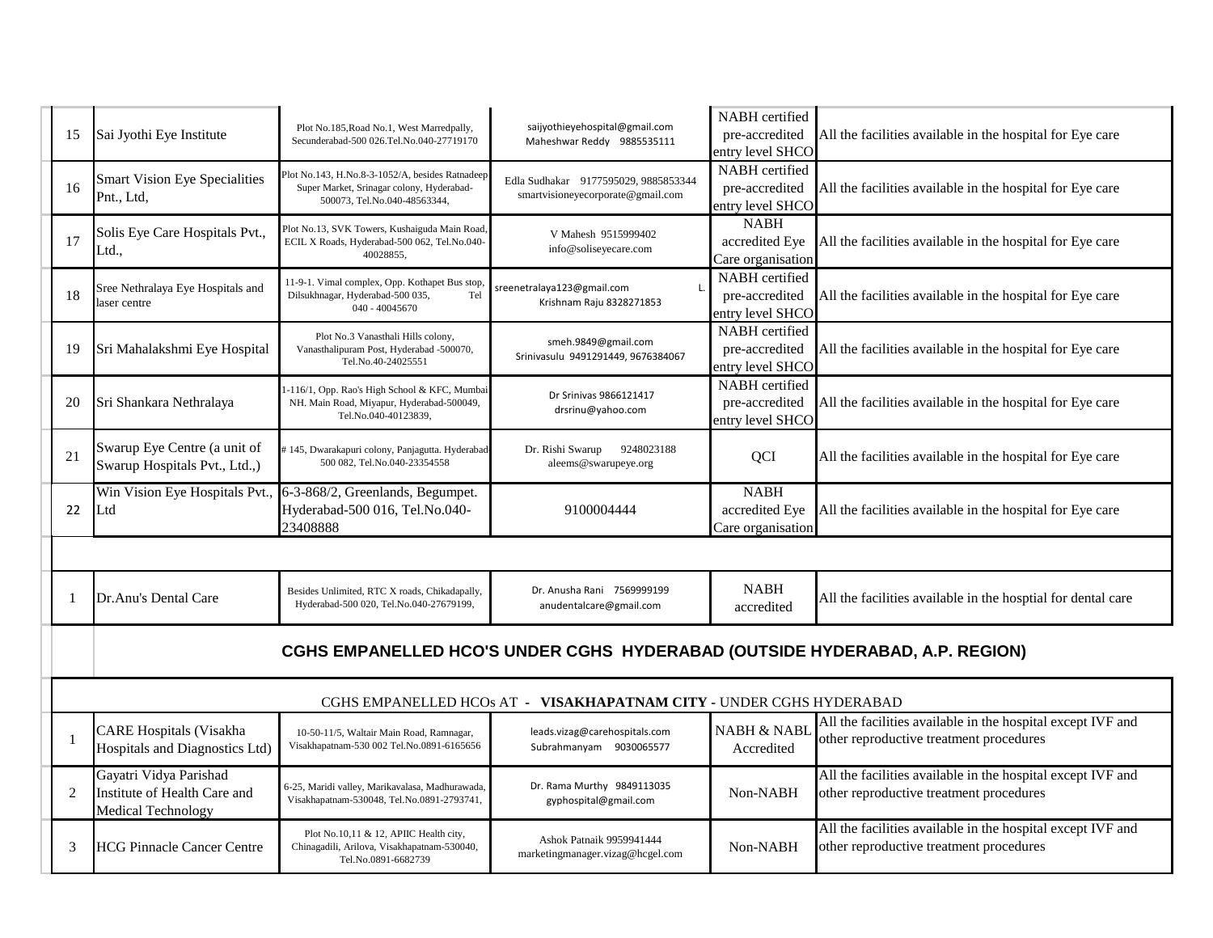| | | | | | |
|---|---|---|---|---|---|
| 15 | Sai Jyothi Eye Institute | Plot No.185,Road No.1, West Marredpally, Secunderabad-500 026.Tel.No.040-27719170 | saijyothieyehospital@gmail.com Maheshwar Reddy 9885535111 | NABH certified pre-accredited entry level SHCO | All the facilities available in the hospital for Eye care |
| 16 | Smart Vision Eye Specialities Pnt., Ltd, | Plot No.143, H.No.8-3-1052/A, besides Ratnadeep Super Market, Srinagar colony, Hyderabad-500073, Tel.No.040-48563344, | Edla Sudhakar 9177595029, 9885853344 smartvisioneyecorporate@gmail.com | NABH certified pre-accredited entry level SHCO | All the facilities available in the hospital for Eye care |
| 17 | Solis Eye Care Hospitals Pvt., Ltd., | Plot No.13, SVK Towers, Kushaiguda Main Road, ECIL X Roads, Hyderabad-500 062, Tel.No.040-40028855, | V Mahesh 9515999402 info@soliseyecare.com | NABH accredited Eye Care organisation | All the facilities available in the hospital for Eye care |
| 18 | Sree Nethralaya Eye Hospitals and laser centre | 11-9-1. Vimal complex, Opp. Kothapet Bus stop, Dilsukhnagar, Hyderabad-500 035, Tel 040 - 40045670 | sreenetralaya123@gmail.com L. Krishnam Raju 8328271853 | NABH certified pre-accredited entry level SHCO | All the facilities available in the hospital for Eye care |
| 19 | Sri Mahalakshmi Eye Hospital | Plot No.3 Vanasthali Hills colony, Vanasthalipuram Post, Hyderabad -500070, Tel.No.40-24025551 | smeh.9849@gmail.com Srinivasulu 9491291449, 9676384067 | NABH certified pre-accredited entry level SHCO | All the facilities available in the hospital for Eye care |
| 20 | Sri Shankara Nethralaya | 1-116/1, Opp. Rao's High School & KFC, Mumbai NH. Main Road, Miyapur, Hyderabad-500049, Tel.No.040-40123839, | Dr Srinivas 9866121417 drsrinu@yahoo.com | NABH certified pre-accredited entry level SHCO | All the facilities available in the hospital for Eye care |
| 21 | Swarup Eye Centre (a unit of Swarup Hospitals Pvt., Ltd.,) | # 145, Dwarakapuri colony, Panjagutta. Hyderabad 500 082, Tel.No.040-23354558 | Dr. Rishi Swarup 9248023188 aleems@swarupeye.org | QCI | All the facilities available in the hospital for Eye care |
| 22 | Win Vision Eye Hospitals Pvt., Ltd | 6-3-868/2, Greenlands, Begumpet. Hyderabad-500 016, Tel.No.040-23408888 | 9100004444 | NABH accredited Eye Care organisation | All the facilities available in the hospital for Eye care |
| | | | | | |
| 1 | Dr.Anu's Dental Care | Besides Unlimited, RTC X roads, Chikadapally, Hyderabad-500 020, Tel.No.040-27679199, | Dr. Anusha Rani 7569999199 anudentalcare@gmail.com | NABH accredited | All the facilities available in the hosptial for dental care |

## CGHS EMPANELLED HCO'S UNDER CGHS HYDERABAD (OUTSIDE HYDERABAD, A.P. REGION)

CGHS EMPANELLED HCOs AT - **VISAKHAPATNAM CITY** - UNDER CGHS HYDERABAD

| | | | | | |
|---|---|---|---|---|---|
| 1 | CARE Hospitals (Visakha Hospitals and Diagnostics Ltd) | 10-50-11/5, Waltair Main Road, Ramnagar, Visakhapatnam-530 002 Tel.No.0891-6165656 | leads.vizag@carehospitals.com Subrahmanyam 9030065577 | NABH & NABL Accredited | All the facilities available in the hospital except IVF and other reproductive treatment procedures |
| 2 | Gayatri Vidya Parishad Institute of Health Care and Medical Technology | 6-25, Maridi valley, Marikavalasa, Madhurawada, Visakhapatnam-530048, Tel.No.0891-2793741, | Dr. Rama Murthy 9849113035 gyphospital@gmail.com | Non-NABH | All the facilities available in the hospital except IVF and other reproductive treatment procedures |
| 3 | HCG Pinnacle Cancer Centre | Plot No.10,11 & 12, APIIC Health city, Chinagadili, Arilova, Visakhapatnam-530040, Tel.No.0891-6682739 | Ashok Patnaik 9959941444 marketingmanager.vizag@hcgel.com | Non-NABH | All the facilities available in the hospital except IVF and other reproductive treatment procedures |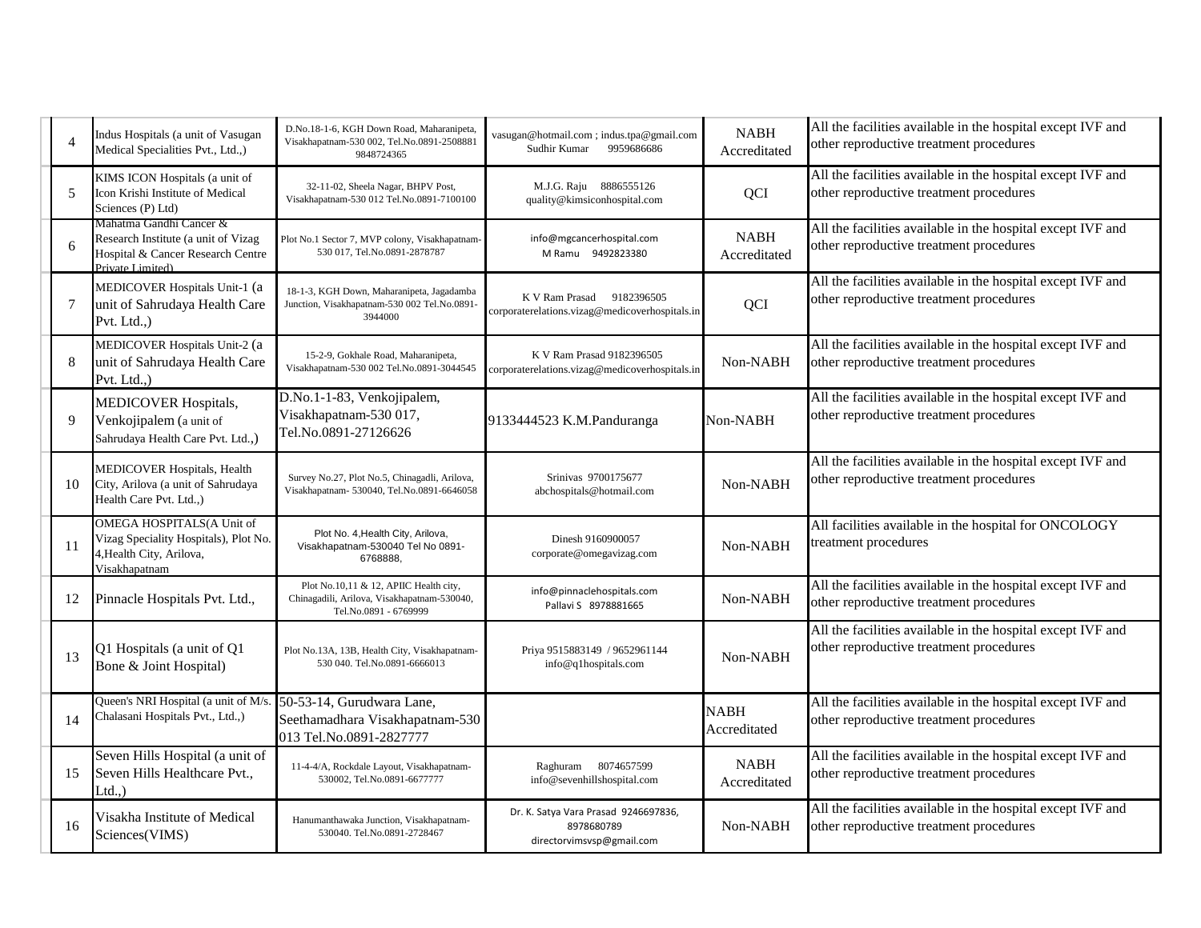| 4 | Indus Hospitals (a unit of Vasugan Medical Specialities Pvt., Ltd.,) | D.No.18-1-6, KGH Down Road, Maharanipeta, Visakhapatnam-530 002, Tel.No.0891-2508881 9848724365 | vasugan@hotmail.com ; indus.tpa@gmail.com Sudhir Kumar 9959686686 | NABH Accredited | All the facilities available in the hospital except IVF and other reproductive treatment procedures |
|---|---|---|---|---|---|
| 5 | KIMS ICON Hospitals (a unit of Icon Krishi Institute of Medical Sciences (P) Ltd) | 32-11-02, Sheela Nagar, BHPV Post, Visakhapatnam-530 012 Tel.No.0891-7100100 | M.J.G. Raju 8886555126 quality@kimsiconhospital.com | QCI | All the facilities available in the hospital except IVF and other reproductive treatment procedures |
| 6 | Mahatma Gandhi Cancer & Research Institute (a unit of Vizag Hospital & Cancer Research Centre Private Limited) | Plot No.1 Sector 7, MVP colony, Visakhapatnam-530 017, Tel.No.0891-2878787 | info@mgcancerhospital.com M Ramu 9492823380 | NABH Accredited | All the facilities available in the hospital except IVF and other reproductive treatment procedures |
| 7 | MEDICOVER Hospitals Unit-1 (a unit of Sahrudaya Health Care Pvt. Ltd.,) | 18-1-3, KGH Down, Maharanipeta, Jagadamba Junction, Visakhapatnam-530 002 Tel.No.0891-3944000 | K V Ram Prasad 9182396505 corporaterelations.vizag@medicoverhospitals.in | QCI | All the facilities available in the hospital except IVF and other reproductive treatment procedures |
| 8 | MEDICOVER Hospitals Unit-2 (a unit of Sahrudaya Health Care Pvt. Ltd.,) | 15-2-9, Gokhale Road, Maharanipeta, Visakhapatnam-530 002 Tel.No.0891-3044545 | K V Ram Prasad 9182396505 corporaterelations.vizag@medicoverhospitals.in | Non-NABH | All the facilities available in the hospital except IVF and other reproductive treatment procedures |
| 9 | MEDICOVER Hospitals, Venkojipalem (a unit of Sahrudaya Health Care Pvt. Ltd.,) | D.No.1-1-83, Venkojipalem, Visakhapatnam-530 017, Tel.No.0891-27126626 | 9133444523 K.M.Panduranga | Non-NABH | All the facilities available in the hospital except IVF and other reproductive treatment procedures |
| 10 | MEDICOVER Hospitals, Health City, Arilova (a unit of Sahrudaya Health Care Pvt. Ltd.,) | Survey No.27, Plot No.5, Chinagadli, Arilova, Visakhapatnam- 530040, Tel.No.0891-6646058 | Srinivas 9700175677 abchospitals@hotmail.com | Non-NABH | All the facilities available in the hospital except IVF and other reproductive treatment procedures |
| 11 | OMEGA HOSPITALS(A Unit of Vizag Speciality Hospitals), Plot No. 4,Health City, Arilova, Visakhapatnam | Plot No. 4,Health City, Arilova, Visakhapatnam-530040 Tel No 0891-6768888, | Dinesh 9160900057 corporate@omegavizag.com | Non-NABH | All facilities available in the hospital for ONCOLOGY treatment procedures |
| 12 | Pinnacle Hospitals Pvt. Ltd., | Plot No.10,11 & 12, APIIC Health city, Chinagadili, Arilova, Visakhapatnam-530040, Tel.No.0891 - 6769999 | info@pinnaclehospitals.com Pallavi S 8978881665 | Non-NABH | All the facilities available in the hospital except IVF and other reproductive treatment procedures |
| 13 | Q1 Hospitals (a unit of Q1 Bone & Joint Hospital) | Plot No.13A, 13B, Health City, Visakhapatnam-530 040. Tel.No.0891-6666013 | Priya 9515883149 / 9652961144 info@q1hospitals.com | Non-NABH | All the facilities available in the hospital except IVF and other reproductive treatment procedures |
| 14 | Queen's NRI Hospital (a unit of M/s. Chalasani Hospitals Pvt., Ltd.,) | 50-53-14, Gurudwara Lane, Seethamadhara Visakhapatnam-530 013 Tel.No.0891-2827777 | | NABH Accredited | All the facilities available in the hospital except IVF and other reproductive treatment procedures |
| 15 | Seven Hills Hospital (a unit of Seven Hills Healthcare Pvt., Ltd.,) | 11-4-4/A, Rockdale Layout, Visakhapatnam-530002, Tel.No.0891-6677777 | Raghuram 8074657599 info@sevenhillshospital.com | NABH Accredited | All the facilities available in the hospital except IVF and other reproductive treatment procedures |
| 16 | Visakha Institute of Medical Sciences(VIMS) | Hanumanthawaka Junction, Visakhapatnam-530040. Tel.No.0891-2728467 | Dr. K. Satya Vara Prasad 9246697836, 8978680789 directorvimsvsp@gmail.com | Non-NABH | All the facilities available in the hospital except IVF and other reproductive treatment procedures |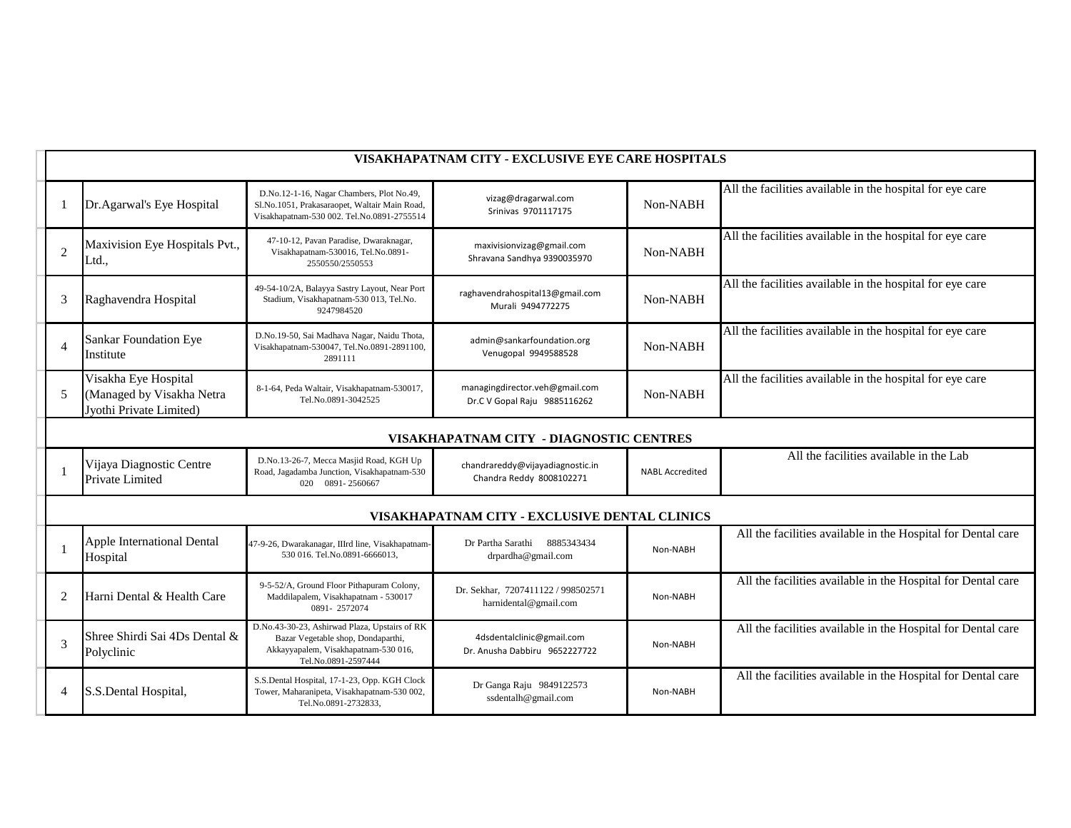| | | | | | |
|---|---|---|---|---|---|
| **VISAKHAPATNAM CITY - EXCLUSIVE EYE CARE HOSPITALS** | | | | | |
| 1 | Dr.Agarwal's Eye Hospital | D.No.12-1-16, Nagar Chambers, Plot No.49, Sl.No.1051, Prakasaraopet, Waltair Main Road, Visakhapatnam-530 002. Tel.No.0891-2755514 | vizag@dragarwal.com Srinivas 9701117175 | Non-NABH | All the facilities available in the hospital for eye care |
| 2 | Maxivision Eye Hospitals Pvt., Ltd., | 47-10-12, Pavan Paradise, Dwaraknagar, Visakhapatnam-530016, Tel.No.0891-2550550/2550553 | maxivisionvizag@gmail.com Shravana Sandhya 9390035970 | Non-NABH | All the facilities available in the hospital for eye care |
| 3 | Raghavendra Hospital | 49-54-10/2A, Balayya Sastry Layout, Near Port Stadium, Visakhapatnam-530 013, Tel.No. 9247984520 | raghavendrahospital13@gmail.com Murali 9494772275 | Non-NABH | All the facilities available in the hospital for eye care |
| 4 | Sankar Foundation Eye Institute | D.No.19-50, Sai Madhava Nagar, Naidu Thota, Visakhapatnam-530047, Tel.No.0891-2891100, 2891111 | admin@sankarfoundation.org Venugopal 9949588528 | Non-NABH | All the facilities available in the hospital for eye care |
| 5 | Visakha Eye Hospital (Managed by Visakha Netra Jyothi Private Limited) | 8-1-64, Peda Waltair, Visakhapatnam-530017, Tel.No.0891-3042525 | managingdirector.veh@gmail.com Dr.C V Gopal Raju 9885116262 | Non-NABH | All the facilities available in the hospital for eye care |
| **VISAKHAPATNAM CITY - DIAGNOSTIC CENTRES** | | | | | |
| 1 | Vijaya Diagnostic Centre Private Limited | D.No.13-26-7, Mecca Masjid Road, KGH Up Road, Jagadamba Junction, Visakhapatnam-530 020 0891- 2560667 | chandrareddy@vijayadiagnostic.in Chandra Reddy 8008102271 | NABL Accredited | All the facilities available in the Lab |
| **VISAKHAPATNAM CITY - EXCLUSIVE DENTAL CLINICS** | | | | | |
| 1 | Apple International Dental Hospital | 47-9-26, Dwarakanagar, IIIrd line, Visakhapatnam-530 016. Tel.No.0891-6666013, | Dr Partha Sarathi 8885343434 drpardha@gmail.com | Non-NABH | All the facilities available in the Hospital for Dental care |
| 2 | Harni Dental & Health Care | 9-5-52/A, Ground Floor Pithapuram Colony, Maddilapalem, Visakhapatnam - 530017 0891- 2572074 | Dr. Sekhar, 7207411122 / 998502571 harnidental@gmail.com | Non-NABH | All the facilities available in the Hospital for Dental care |
| 3 | Shree Shirdi Sai 4Ds Dental & Polyclinic | D.No.43-30-23, Ashirwad Plaza, Upstairs of RK Bazar Vegetable shop, Dondaparthi, Akkayyapalem, Visakhapatnam-530 016, Tel.No.0891-2597444 | 4dsdentalclinic@gmail.com Dr. Anusha Dabbiru 9652227722 | Non-NABH | All the facilities available in the Hospital for Dental care |
| 4 | S.S.Dental Hospital, | S.S.Dental Hospital, 17-1-23, Opp. KGH Clock Tower, Maharanipeta, Visakhapatnam-530 002, Tel.No.0891-2732833, | Dr Ganga Raju 9849122573 ssdentalh@gmail.com | Non-NABH | All the facilities available in the Hospital for Dental care |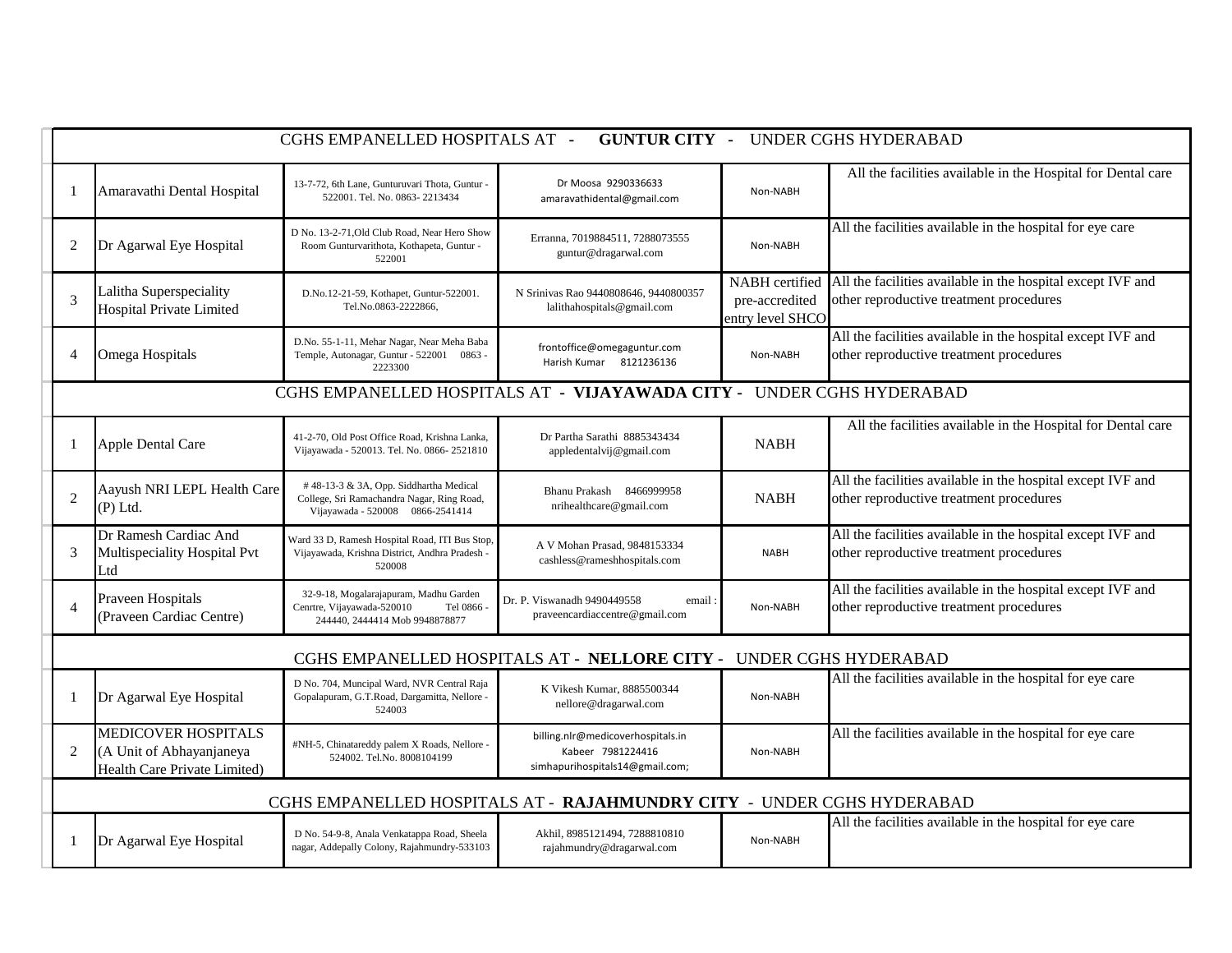| CGHS EMPANELLED HOSPITALS AT - **GUNTUR CITY** - UNDER CGHS HYDERABAD | | | | | |
|---|---|---|---|---|---|
| 1 | Amaravathi Dental Hospital | 13-7-72, 6th Lane, Gunturuvari Thota, Guntur - 522001. Tel. No. 0863- 2213434 | Dr Moosa 9290336633 amaravathidental@gmail.com | Non-NABH | All the facilities available in the Hospital for Dental care |
| 2 | Dr Agarwal Eye Hospital | D No. 13-2-71,Old Club Road, Near Hero Show Room Gunturvarithota, Kothapeta, Guntur - 522001 | Erranna, 7019884511, 7288073555 guntur@dragarwal.com | Non-NABH | All the facilities available in the hospital for eye care |
| 3 | Lalitha Superspeciality Hospital Private Limited | D.No.12-21-59, Kothapet, Guntur-522001. Tel.No.0863-2222866, | N Srinivas Rao 9440808646, 9440800357 lalithahospitals@gmail.com | NABH certified pre-accredited entry level SHCO | All the facilities available in the hospital except IVF and other reproductive treatment procedures |
| 4 | Omega Hospitals | D.No. 55-1-11, Mehar Nagar, Near Meha Baba Temple, Autonagar, Guntur - 522001 0863 - 2223300 | frontoffice@omegaguntur.com Harish Kumar 8121236136 | Non-NABH | All the facilities available in the hospital except IVF and other reproductive treatment procedures |
| CGHS EMPANELLED HOSPITALS AT - **VIJAYAWADA CITY** - UNDER CGHS HYDERABAD | | | | | |
| 1 | Apple Dental Care | 41-2-70, Old Post Office Road, Krishna Lanka, Vijayawada - 520013. Tel. No. 0866- 2521810 | Dr Partha Sarathi 8885343434 appledentalvij@gmail.com | NABH | All the facilities available in the Hospital for Dental care |
| 2 | Aayush NRI LEPL Health Care (P) Ltd. | # 48-13-3 & 3A, Opp. Siddhartha Medical College, Sri Ramachandra Nagar, Ring Road, Vijayawada - 520008 0866-2541414 | Bhanu Prakash 8466999958 nrihealthcare@gmail.com | NABH | All the facilities available in the hospital except IVF and other reproductive treatment procedures |
| 3 | Dr Ramesh Cardiac And Multispeciality Hospital Pvt Ltd | Ward 33 D, Ramesh Hospital Road, ITI Bus Stop, Vijayawada, Krishna District, Andhra Pradesh - 520008 | A V Mohan Prasad, 9848153334 cashless@rameshhospitals.com | NABH | All the facilities available in the hospital except IVF and other reproductive treatment procedures |
| 4 | Praveen Hospitals (Praveen Cardiac Centre) | 32-9-18, Mogalarajapuram, Madhu Garden Cenrtre, Vijayawada-520010 Tel 0866 - 244440, 2444414 Mob 9948878877 | Dr. P. Viswanadh 9490449558 email : praveencardiaccentre@gmail.com | Non-NABH | All the facilities available in the hospital except IVF and other reproductive treatment procedures |
| CGHS EMPANELLED HOSPITALS AT - **NELLORE CITY** - UNDER CGHS HYDERABAD | | | | | |
| 1 | Dr Agarwal Eye Hospital | D No. 704, Muncipal Ward, NVR Central Raja Gopalapuram, G.T.Road, Dargamitta, Nellore - 524003 | K Vikesh Kumar, 8885500344 nellore@dragarwal.com | Non-NABH | All the facilities available in the hospital for eye care |
| 2 | MEDICOVER HOSPITALS (A Unit of Abhayanjaneya Health Care Private Limited) | #NH-5, Chinatareddy palem X Roads, Nellore - 524002. Tel.No. 8008104199 | billing.nlr@medicoverhospitals.in Kabeer 7981224416 simhapurihospitals14@gmail.com; | Non-NABH | All the facilities available in the hospital for eye care |
| CGHS EMPANELLED HOSPITALS AT - **RAJAHMUNDRY CITY** - UNDER CGHS HYDERABAD | | | | | |
| 1 | Dr Agarwal Eye Hospital | D No. 54-9-8, Anala Venkatappa Road, Sheela nagar, Addepally Colony, Rajahmundry-533103 | Akhil, 8985121494, 7288810810 rajahmundry@dragarwal.com | Non-NABH | All the facilities available in the hospital for eye care |